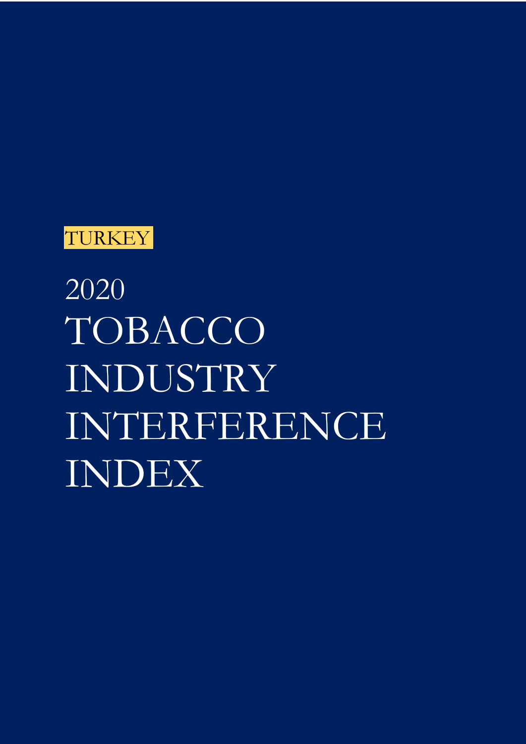TURKEY

# 2020 TOBACCO INDUSTRY INTERFERENCE INDEX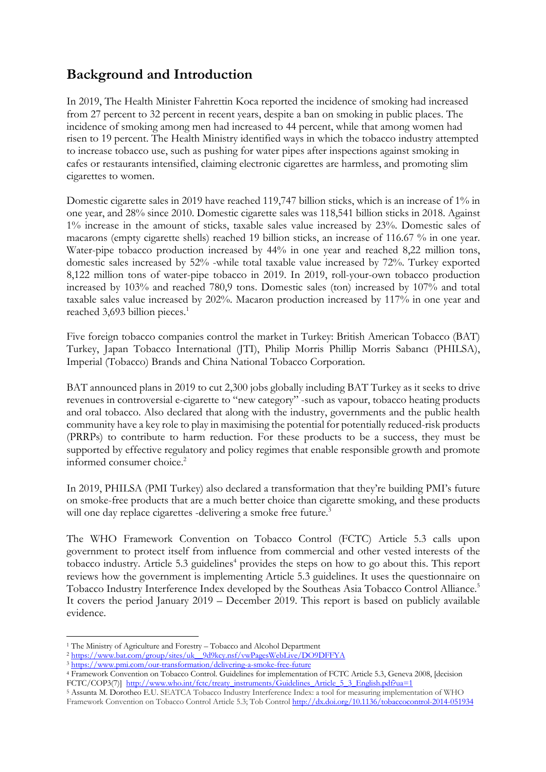## Background and Introduction

In 2019, The Health Minister Fahrettin Koca reported the incidence of smoking had increased from 27 percent to 32 percent in recent years, despite a ban on smoking in public places. The incidence of smoking among men had increased to 44 percent, while that among women had risen to 19 percent. The Health Ministry identified ways in which the tobacco industry attempted to increase tobacco use, such as pushing for water pipes after inspections against smoking in cafes or restaurants intensified, claiming electronic cigarettes are harmless, and promoting slim cigarettes to women.

Domestic cigarette sales in 2019 have reached 119,747 billion sticks, which is an increase of 1% in one year, and 28% since 2010. Domestic cigarette sales was 118,541 billion sticks in 2018. Against 1% increase in the amount of sticks, taxable sales value increased by 23%. Domestic sales of macarons (empty cigarette shells) reached 19 billion sticks, an increase of 116.67 % in one year. Water-pipe tobacco production increased by 44% in one year and reached 8,22 million tons, domestic sales increased by 52% -while total taxable value increased by 72%. Turkey exported 8,122 million tons of water-pipe tobacco in 2019. In 2019, roll-your-own tobacco production increased by 103% and reached 780,9 tons. Domestic sales (ton) increased by 107% and total taxable sales value increased by 202%. Macaron production increased by 117% in one year and reached 3,693 billion pieces.[1]

Five foreign tobacco companies control the market in Turkey: British American Tobacco (BAT) Turkey, Japan Tobacco International (JTI), Philip Morris Phillip Morris Sabancı (PHILSA), Imperial (Tobacco) Brands and China National Tobacco Corporation.

BAT announced plans in 2019 to cut 2,300 jobs globally including BAT Turkey as it seeks to drive revenues in controversial e-cigarette to "new category" -such as vapour, tobacco heating products and oral tobacco. Also declared that along with the industry, governments and the public health community have a key role to play in maximising the potential for potentially reduced-risk products (PRRPs) to contribute to harm reduction. For these products to be a success, they must be supported by effective regulatory and policy regimes that enable responsible growth and promote informed consumer choice.[2]

In 2019, PHILSA (PMI Turkey) also declared a transformation that they're building PMI's future on smoke-free products that are a much better choice than cigarette smoking, and these products will one day replace cigarettes -delivering a smoke free future.[3]

The WHO Framework Convention on Tobacco Control (FCTC) Article 5.3 calls upon government to protect itself from influence from commercial and other vested interests of the tobacco industry. Article 5.3 guidelines[4] provides the steps on how to go about this. This report reviews how the government is implementing Article 5.3 guidelines. It uses the questionnaire on Tobacco Industry Interference Index developed by the Southeas Asia Tobacco Control Alliance.[5] It covers the period January 2019 – December 2019. This report is based on publicly available evidence.

---

[1] The Ministry of Agriculture and Forestry – Tobacco and Alcohol Department

[2] https://www.bat.com/group/sites/uk__9d9kcy.nsf/vwPagesWebLive/DO9DFFYA

[3] https://www.pmi.com/our-transformation/delivering-a-smoke-free-future

[4] Framework Convention on Tobacco Control. Guidelines for implementation of FCTC Article 5.3, Geneva 2008, [decision FCTC/COP3(7)] http://www.who.int/fctc/treaty_instruments/Guidelines_Article_5_3_English.pdf?ua=1

[5] Assunta M. Dorotheo E.U. SEATCA Tobacco Industry Interference Index: a tool for measuring implementation of WHO Framework Convention on Tobacco Control Article 5.3; Tob Control http://dx.doi.org/10.1136/tobaccocontrol-2014-051934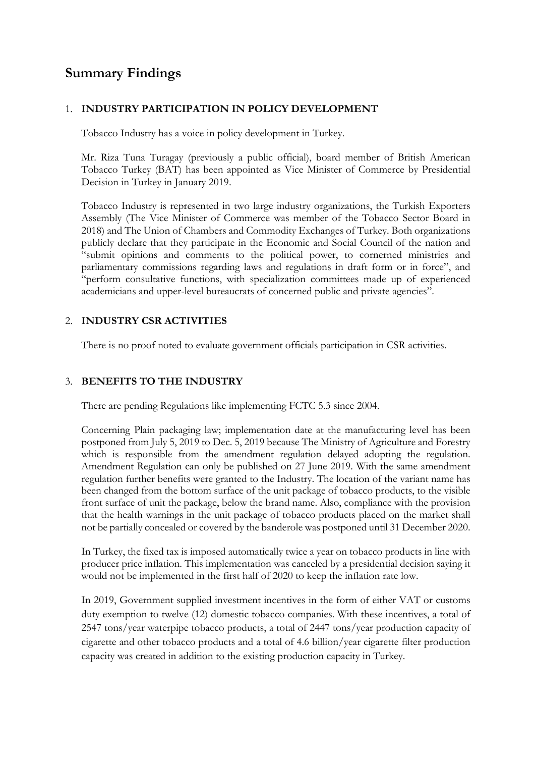# Summary Findings

## 1. INDUSTRY PARTICIPATION IN POLICY DEVELOPMENT

Tobacco Industry has a voice in policy development in Turkey.

Mr. Riza Tuna Turagay (previously a public official), board member of British American Tobacco Turkey (BAT) has been appointed as Vice Minister of Commerce by Presidential Decision in Turkey in January 2019.

Tobacco Industry is represented in two large industry organizations, the Turkish Exporters Assembly (The Vice Minister of Commerce was member of the Tobacco Sector Board in 2018) and The Union of Chambers and Commodity Exchanges of Turkey. Both organizations publicly declare that they participate in the Economic and Social Council of the nation and "submit opinions and comments to the political power, to cornerned ministries and parliamentary commissions regarding laws and regulations in draft form or in force", and "perform consultative functions, with specialization committees made up of experienced academicians and upper-level bureaucrats of concerned public and private agencies".

## 2. INDUSTRY CSR ACTIVITIES

There is no proof noted to evaluate government officials participation in CSR activities.

## 3. BENEFITS TO THE INDUSTRY

There are pending Regulations like implementing FCTC 5.3 since 2004.

Concerning Plain packaging law; implementation date at the manufacturing level has been postponed from July 5, 2019 to Dec. 5, 2019 because The Ministry of Agriculture and Forestry which is responsible from the amendment regulation delayed adopting the regulation. Amendment Regulation can only be published on 27 June 2019. With the same amendment regulation further benefits were granted to the Industry. The location of the variant name has been changed from the bottom surface of the unit package of tobacco products, to the visible front surface of unit the package, below the brand name. Also, compliance with the provision that the health warnings in the unit package of tobacco products placed on the market shall not be partially concealed or covered by the banderole was postponed until 31 December 2020.

In Turkey, the fixed tax is imposed automatically twice a year on tobacco products in line with producer price inflation. This implementation was canceled by a presidential decision saying it would not be implemented in the first half of 2020 to keep the inflation rate low.

In 2019, Government supplied investment incentives in the form of either VAT or customs duty exemption to twelve (12) domestic tobacco companies. With these incentives, a total of 2547 tons/year waterpipe tobacco products, a total of 2447 tons/year production capacity of cigarette and other tobacco products and a total of 4.6 billion/year cigarette filter production capacity was created in addition to the existing production capacity in Turkey.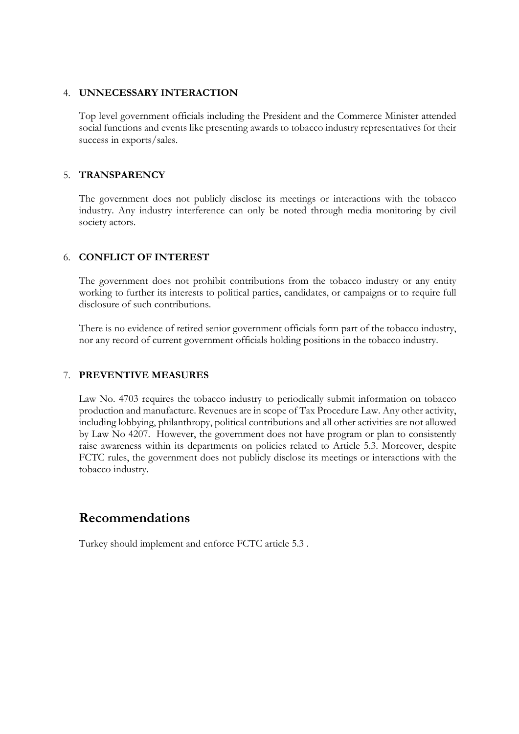4. **UNNECESSARY INTERACTION**

   Top level government officials including the President and the Commerce Minister attended social functions and events like presenting awards to tobacco industry representatives for their success in exports/sales.

5. **TRANSPARENCY**

   The government does not publicly disclose its meetings or interactions with the tobacco industry. Any industry interference can only be noted through media monitoring by civil society actors.

6. **CONFLICT OF INTEREST**

   The government does not prohibit contributions from the tobacco industry or any entity working to further its interests to political parties, candidates, or campaigns or to require full disclosure of such contributions.

   There is no evidence of retired senior government officials form part of the tobacco industry, nor any record of current government officials holding positions in the tobacco industry.

7. **PREVENTIVE MEASURES**

   Law No. 4703 requires the tobacco industry to periodically submit information on tobacco production and manufacture. Revenues are in scope of Tax Procedure Law. Any other activity, including lobbying, philanthropy, political contributions and all other activities are not allowed by Law No 4207. However, the government does not have program or plan to consistently raise awareness within its departments on policies related to Article 5.3. Moreover, despite FCTC rules, the government does not publicly disclose its meetings or interactions with the tobacco industry.

## Recommendations

Turkey should implement and enforce FCTC article 5.3 .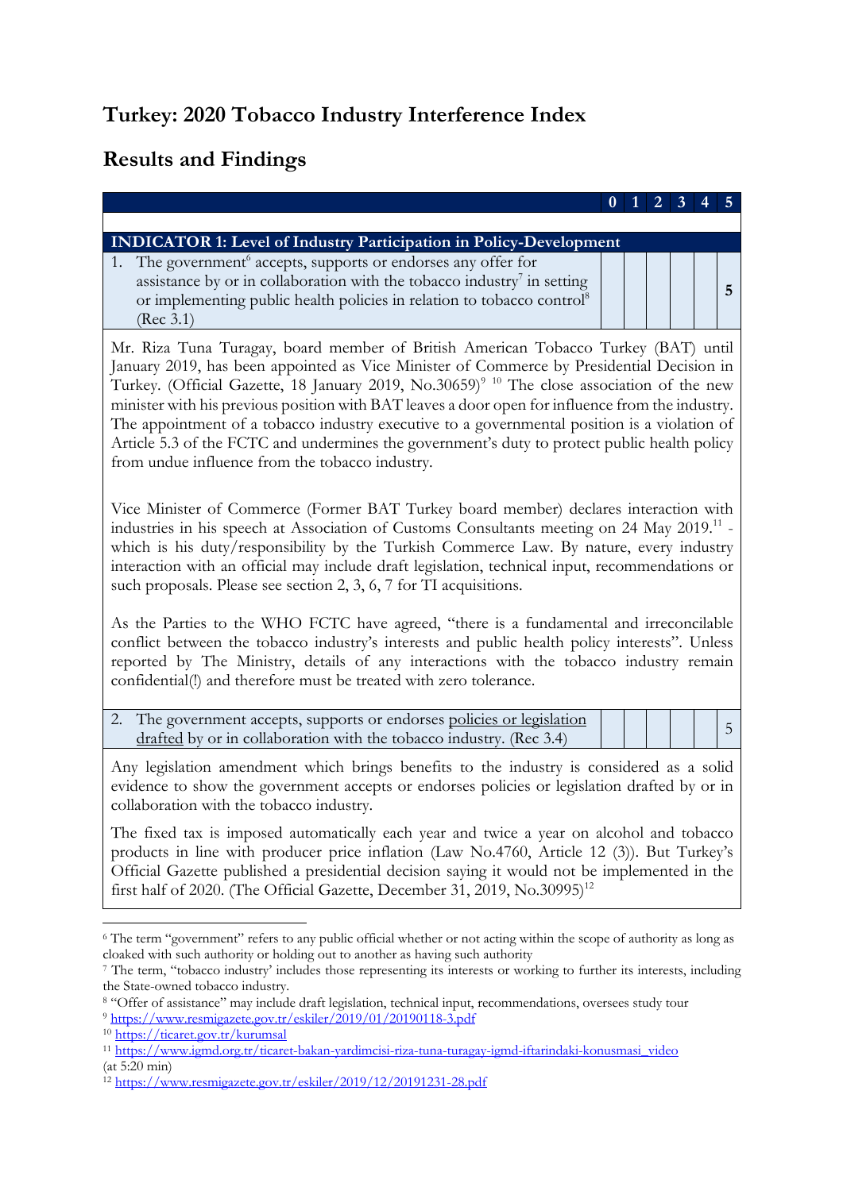# Turkey: 2020 Tobacco Industry Interference Index

## Results and Findings

| | 0 | 1 | 2 | 3 | 4 | 5 |
|---|---|---|---|---|---|---|
| **INDICATOR 1: Level of Industry Participation in Policy-Development** | | | | | | |
| 1. The government[6] accepts, supports or endorses any offer for assistance by or in collaboration with the tobacco industry[7] in setting or implementing public health policies in relation to tobacco control[8] (Rec 3.1) | | | | | | **5** |

Mr. Riza Tuna Turagay, board member of British American Tobacco Turkey (BAT) until January 2019, has been appointed as Vice Minister of Commerce by Presidential Decision in Turkey. (Official Gazette, 18 January 2019, No.30659)[9] [10] The close association of the new minister with his previous position with BAT leaves a door open for influence from the industry. The appointment of a tobacco industry executive to a governmental position is a violation of Article 5.3 of the FCTC and undermines the government's duty to protect public health policy from undue influence from the tobacco industry.

Vice Minister of Commerce (Former BAT Turkey board member) declares interaction with industries in his speech at Association of Customs Consultants meeting on 24 May 2019.[11] - which is his duty/responsibility by the Turkish Commerce Law. By nature, every industry interaction with an official may include draft legislation, technical input, recommendations or such proposals. Please see section 2, 3, 6, 7 for TI acquisitions.

As the Parties to the WHO FCTC have agreed, "there is a fundamental and irreconcilable conflict between the tobacco industry's interests and public health policy interests". Unless reported by The Ministry, details of any interactions with the tobacco industry remain confidential(!) and therefore must be treated with zero tolerance.

| | 0 | 1 | 2 | 3 | 4 | 5 |
|---|---|---|---|---|---|---|
| 2. The government accepts, supports or endorses policies or legislation drafted by or in collaboration with the tobacco industry. (Rec 3.4) | | | | | | 5 |

Any legislation amendment which brings benefits to the industry is considered as a solid evidence to show the government accepts or endorses policies or legislation drafted by or in collaboration with the tobacco industry.

The fixed tax is imposed automatically each year and twice a year on alcohol and tobacco products in line with producer price inflation (Law No.4760, Article 12 (3)). But Turkey's Official Gazette published a presidential decision saying it would not be implemented in the first half of 2020. (The Official Gazette, December 31, 2019, No.30995)[12]

---

[6] The term "government" refers to any public official whether or not acting within the scope of authority as long as cloaked with such authority or holding out to another as having such authority

[7] The term, "tobacco industry' includes those representing its interests or working to further its interests, including the State-owned tobacco industry.

[8] "Offer of assistance" may include draft legislation, technical input, recommendations, oversees study tour

[9] https://www.resmigazete.gov.tr/eskiler/2019/01/20190118-3.pdf

[10] https://ticaret.gov.tr/kurumsal

[11] https://www.igmd.org.tr/ticaret-bakan-yardimcisi-riza-tuna-turagay-igmd-iftarindaki-konusmasi_video (at 5:20 min)

[12] https://www.resmigazete.gov.tr/eskiler/2019/12/20191231-28.pdf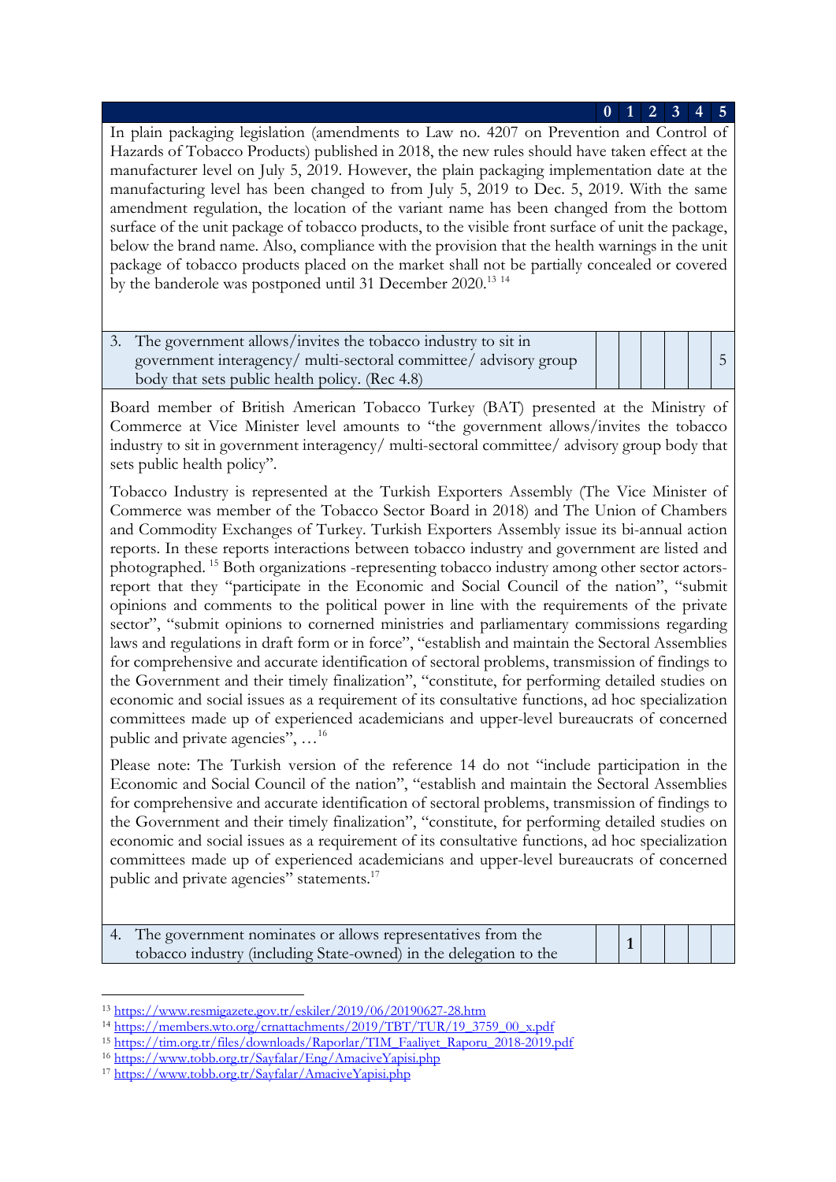| | 0 | 1 | 2 | 3 | 4 | 5 |
|---|---|---|---|---|---|---|
| In plain packaging legislation (amendments to Law no. 4207 on Prevention and Control of Hazards of Tobacco Products) published in 2018, the new rules should have taken effect at the manufacturer level on July 5, 2019. However, the plain packaging implementation date at the manufacturing level has been changed to from July 5, 2019 to Dec. 5, 2019. With the same amendment regulation, the location of the variant name has been changed from the bottom surface of the unit package of tobacco products, to the visible front surface of unit the package, below the brand name. Also, compliance with the provision that the health warnings in the unit package of tobacco products placed on the market shall not be partially concealed or covered by the banderole was postponed until 31 December 2020.[13] [14] | | | | | | |
| 3. The government allows/invites the tobacco industry to sit in government interagency/ multi-sectoral committee/ advisory group body that sets public health policy. (Rec 4.8) | | | | | | 5 |

Board member of British American Tobacco Turkey (BAT) presented at the Ministry of Commerce at Vice Minister level amounts to "the government allows/invites the tobacco industry to sit in government interagency/ multi-sectoral committee/ advisory group body that sets public health policy".

Tobacco Industry is represented at the Turkish Exporters Assembly (The Vice Minister of Commerce was member of the Tobacco Sector Board in 2018) and The Union of Chambers and Commodity Exchanges of Turkey. Turkish Exporters Assembly issue its bi-annual action reports. In these reports interactions between tobacco industry and government are listed and photographed. [15] Both organizations -representing tobacco industry among other sector actors- report that they "participate in the Economic and Social Council of the nation", "submit opinions and comments to the political power in line with the requirements of the private sector", "submit opinions to cornerned ministries and parliamentary commissions regarding laws and regulations in draft form or in force", "establish and maintain the Sectoral Assemblies for comprehensive and accurate identification of sectoral problems, transmission of findings to the Government and their timely finalization", "constitute, for performing detailed studies on economic and social issues as a requirement of its consultative functions, ad hoc specialization committees made up of experienced academicians and upper-level bureaucrats of concerned public and private agencies", …[16]

Please note: The Turkish version of the reference 14 do not "include participation in the Economic and Social Council of the nation", "establish and maintain the Sectoral Assemblies for comprehensive and accurate identification of sectoral problems, transmission of findings to the Government and their timely finalization", "constitute, for performing detailed studies on economic and social issues as a requirement of its consultative functions, ad hoc specialization committees made up of experienced academicians and upper-level bureaucrats of concerned public and private agencies" statements.[17]

| | 0 | 1 | 2 | 3 | 4 | 5 |
|---|---|---|---|---|---|---|
| 4. The government nominates or allows representatives from the tobacco industry (including State-owned) in the delegation to the | | 1 | | | | |

[13] https://www.resmigazete.gov.tr/eskiler/2019/06/20190627-28.htm

[14] https://members.wto.org/crnattachments/2019/TBT/TUR/19_3759_00_x.pdf

[15] https://tim.org.tr/files/downloads/Raporlar/TIM_Faaliyet_Raporu_2018-2019.pdf

[16] https://www.tobb.org.tr/Sayfalar/Eng/AmaciveYapisi.php

[17] https://www.tobb.org.tr/Sayfalar/AmaciveYapisi.php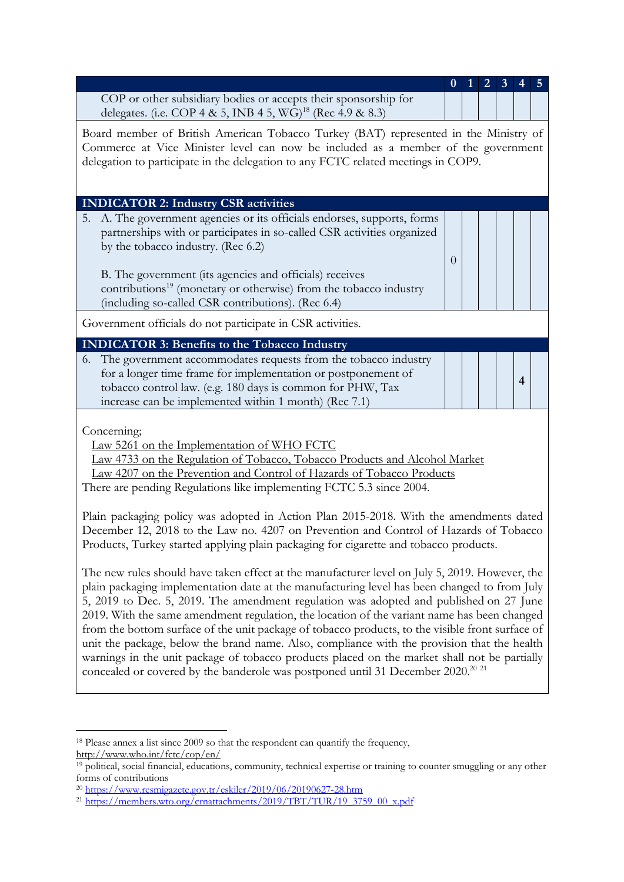| | 0 | 1 | 2 | 3 | 4 | 5 |
|---|---|---|---|---|---|---|
| COP or other subsidiary bodies or accepts their sponsorship for delegates. (i.e. COP 4 & 5, INB 4 5, WG)[18] (Rec 4.9 & 8.3) | | | | | | |
| Board member of British American Tobacco Turkey (BAT) represented in the Ministry of Commerce at Vice Minister level can now be included as a member of the government delegation to participate in the delegation to any FCTC related meetings in COP9. | | | | | | |
| **INDICATOR 2: Industry CSR activities** | | | | | | |
| 5. A. The government agencies or its officials endorses, supports, forms partnerships with or participates in so-called CSR activities organized by the tobacco industry. (Rec 6.2)<br><br>B. The government (its agencies and officials) receives contributions[19] (monetary or otherwise) from the tobacco industry (including so-called CSR contributions). (Rec 6.4) | 0 | | | | | |
| Government officials do not participate in CSR activities. | | | | | | |
| **INDICATOR 3: Benefits to the Tobacco Industry** | | | | | | |
| 6. The government accommodates requests from the tobacco industry for a longer time frame for implementation or postponement of tobacco control law. (e.g. 180 days is common for PHW, Tax increase can be implemented within 1 month) (Rec 7.1) | | | | | 4 | |

Concerning;

Law 5261 on the Implementation of WHO FCTC
Law 4733 on the Regulation of Tobacco, Tobacco Products and Alcohol Market
Law 4207 on the Prevention and Control of Hazards of Tobacco Products
There are pending Regulations like implementing FCTC 5.3 since 2004.

Plain packaging policy was adopted in Action Plan 2015-2018. With the amendments dated December 12, 2018 to the Law no. 4207 on Prevention and Control of Hazards of Tobacco Products, Turkey started applying plain packaging for cigarette and tobacco products.

The new rules should have taken effect at the manufacturer level on July 5, 2019. However, the plain packaging implementation date at the manufacturing level has been changed to from July 5, 2019 to Dec. 5, 2019. The amendment regulation was adopted and published on 27 June 2019. With the same amendment regulation, the location of the variant name has been changed from the bottom surface of the unit package of tobacco products, to the visible front surface of unit the package, below the brand name. Also, compliance with the provision that the health warnings in the unit package of tobacco products placed on the market shall not be partially concealed or covered by the banderole was postponed until 31 December 2020.[20] [21]

---

[18] Please annex a list since 2009 so that the respondent can quantify the frequency, http://www.who.int/fctc/cop/en/

[19] political, social financial, educations, community, technical expertise or training to counter smuggling or any other forms of contributions

[20] https://www.resmigazete.gov.tr/eskiler/2019/06/20190627-28.htm

[21] https://members.wto.org/crnattachments/2019/TBT/TUR/19_3759_00_x.pdf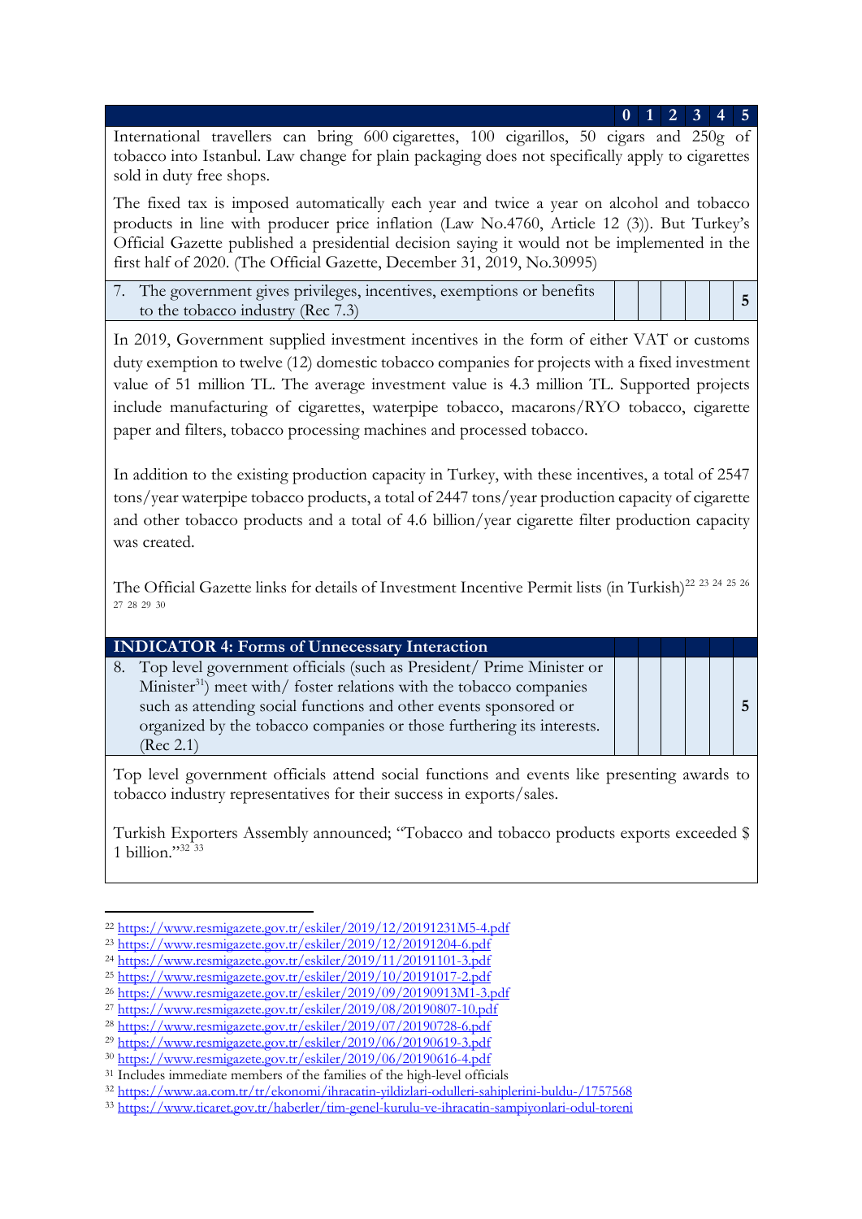| | 0 | 1 | 2 | 3 | 4 | 5 |
|---|---|---|---|---|---|---|
| International travellers can bring 600 cigarettes, 100 cigarillos, 50 cigars and 250g of tobacco into Istanbul. Law change for plain packaging does not specifically apply to cigarettes sold in duty free shops.<br><br>The fixed tax is imposed automatically each year and twice a year on alcohol and tobacco products in line with producer price inflation (Law No.4760, Article 12 (3)). But Turkey's Official Gazette published a presidential decision saying it would not be implemented in the first half of 2020. (The Official Gazette, December 31, 2019, No.30995) | | | | | | |
| 7. The government gives privileges, incentives, exemptions or benefits to the tobacco industry (Rec 7.3) | | | | | | 5 |
| In 2019, Government supplied investment incentives in the form of either VAT or customs duty exemption to twelve (12) domestic tobacco companies for projects with a fixed investment value of 51 million TL. The average investment value is 4.3 million TL. Supported projects include manufacturing of cigarettes, waterpipe tobacco, macarons/RYO tobacco, cigarette paper and filters, tobacco processing machines and processed tobacco.<br><br>In addition to the existing production capacity in Turkey, with these incentives, a total of 2547 tons/year waterpipe tobacco products, a total of 2447 tons/year production capacity of cigarette and other tobacco products and a total of 4.6 billion/year cigarette filter production capacity was created.<br><br>The Official Gazette links for details of Investment Incentive Permit lists (in Turkish)[22] [23] [24] [25] [26] [27] [28] [29] [30] | | | | | | |
| **INDICATOR 4: Forms of Unnecessary Interaction** | | | | | | |
| 8. Top level government officials (such as President/ Prime Minister or Minister[31]) meet with/ foster relations with the tobacco companies such as attending social functions and other events sponsored or organized by the tobacco companies or those furthering its interests. (Rec 2.1) | | | | | | 5 |
| Top level government officials attend social functions and events like presenting awards to tobacco industry representatives for their success in exports/sales.<br><br>Turkish Exporters Assembly announced; "Tobacco and tobacco products exports exceeded $ 1 billion."[32] [33] | | | | | | |

[22] https://www.resmigazete.gov.tr/eskiler/2019/12/20191231M5-4.pdf
[23] https://www.resmigazete.gov.tr/eskiler/2019/12/20191204-6.pdf
[24] https://www.resmigazete.gov.tr/eskiler/2019/11/20191101-3.pdf
[25] https://www.resmigazete.gov.tr/eskiler/2019/10/20191017-2.pdf
[26] https://www.resmigazete.gov.tr/eskiler/2019/09/20190913M1-3.pdf
[27] https://www.resmigazete.gov.tr/eskiler/2019/08/20190807-10.pdf
[28] https://www.resmigazete.gov.tr/eskiler/2019/07/20190728-6.pdf
[29] https://www.resmigazete.gov.tr/eskiler/2019/06/20190619-3.pdf
[30] https://www.resmigazete.gov.tr/eskiler/2019/06/20190616-4.pdf
[31] Includes immediate members of the families of the high-level officials
[32] https://www.aa.com.tr/tr/ekonomi/ihracatin-yildizlari-odulleri-sahiplerini-buldu-/1757568
[33] https://www.ticaret.gov.tr/haberler/tim-genel-kurulu-ve-ihracatin-sampiyonlari-odul-toreni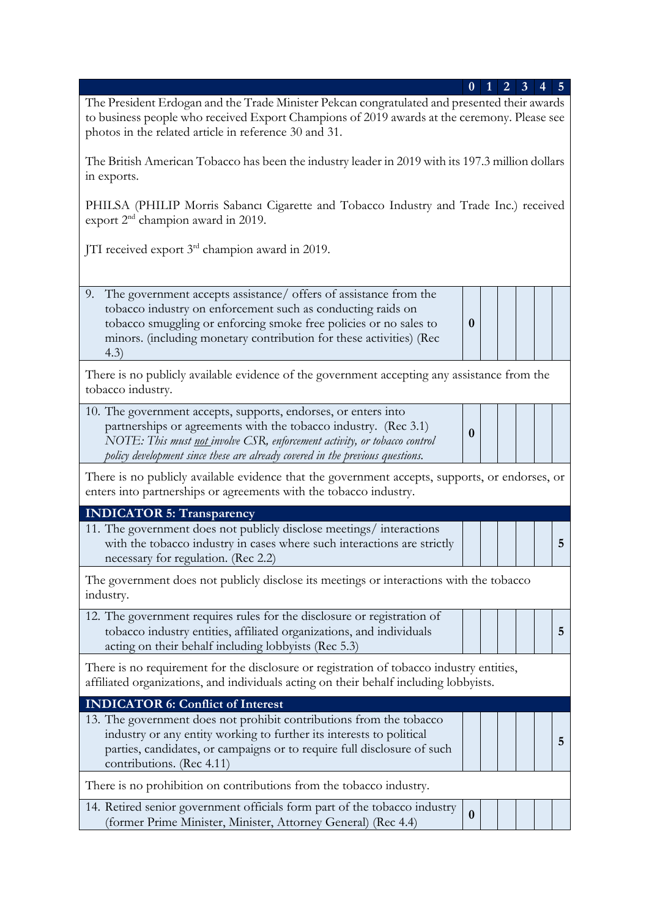| | 0 | 1 | 2 | 3 | 4 | 5 |
|---|---|---|---|---|---|---|
| The President Erdogan and the Trade Minister Pekcan congratulated and presented their awards to business people who received Export Champions of 2019 awards at the ceremony. Please see photos in the related article in reference 30 and 31.<br><br>The British American Tobacco has been the industry leader in 2019 with its 197.3 million dollars in exports.<br><br>PHILSA (PHILIP Morris Sabancı Cigarette and Tobacco Industry and Trade Inc.) received export 2[nd] champion award in 2019.<br><br>JTI received export 3[rd] champion award in 2019. | | | | | | |
| 9. The government accepts assistance/ offers of assistance from the tobacco industry on enforcement such as conducting raids on tobacco smuggling or enforcing smoke free policies or no sales to minors. (including monetary contribution for these activities) (Rec 4.3) | **0** | | | | | |
| There is no publicly available evidence of the government accepting any assistance from the tobacco industry. | | | | | | |
| 10. The government accepts, supports, endorses, or enters into partnerships or agreements with the tobacco industry. (Rec 3.1) *NOTE: This must not involve CSR, enforcement activity, or tobacco control policy development since these are already covered in the previous questions.* | **0** | | | | | |
| There is no publicly available evidence that the government accepts, supports, or endorses, or enters into partnerships or agreements with the tobacco industry. | | | | | | |
| **INDICATOR 5: Transparency** | | | | | | |
| 11. The government does not publicly disclose meetings/ interactions with the tobacco industry in cases where such interactions are strictly necessary for regulation. (Rec 2.2) | | | | | | **5** |
| The government does not publicly disclose its meetings or interactions with the tobacco industry. | | | | | | |
| 12. The government requires rules for the disclosure or registration of tobacco industry entities, affiliated organizations, and individuals acting on their behalf including lobbyists (Rec 5.3) | | | | | | **5** |
| There is no requirement for the disclosure or registration of tobacco industry entities, affiliated organizations, and individuals acting on their behalf including lobbyists. | | | | | | |
| **INDICATOR 6: Conflict of Interest** | | | | | | |
| 13. The government does not prohibit contributions from the tobacco industry or any entity working to further its interests to political parties, candidates, or campaigns or to require full disclosure of such contributions. (Rec 4.11) | | | | | | **5** |
| There is no prohibition on contributions from the tobacco industry. | | | | | | |
| 14. Retired senior government officials form part of the tobacco industry (former Prime Minister, Minister, Attorney General) (Rec 4.4) | **0** | | | | | |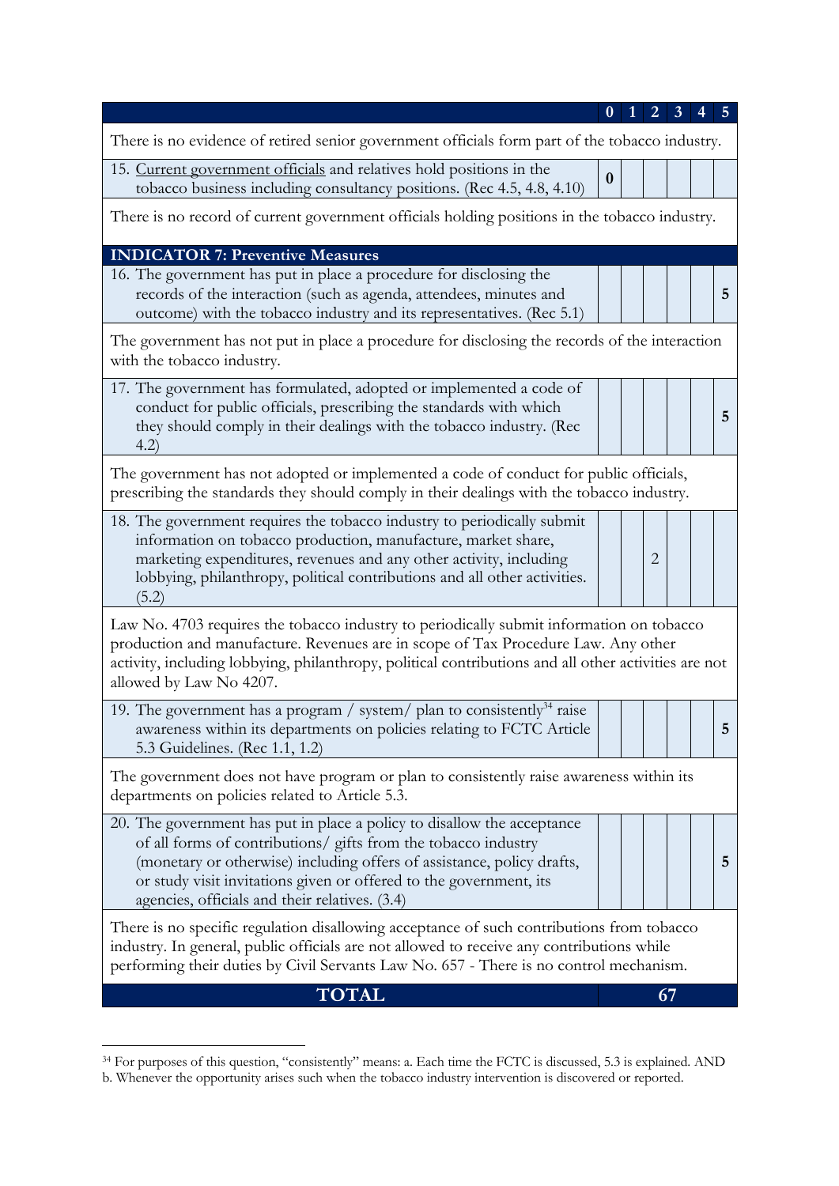| | 0 | 1 | 2 | 3 | 4 | 5 |
|---|---|---|---|---|---|---|
| There is no evidence of retired senior government officials form part of the tobacco industry. | | | | | | |
| 15. Current government officials and relatives hold positions in the tobacco business including consultancy positions. (Rec 4.5, 4.8, 4.10) | **0** | | | | | |
| There is no record of current government officials holding positions in the tobacco industry. | | | | | | |
| **INDICATOR 7: Preventive Measures** | | | | | | |
| 16. The government has put in place a procedure for disclosing the records of the interaction (such as agenda, attendees, minutes and outcome) with the tobacco industry and its representatives. (Rec 5.1) | | | | | | **5** |
| The government has not put in place a procedure for disclosing the records of the interaction with the tobacco industry. | | | | | | |
| 17. The government has formulated, adopted or implemented a code of conduct for public officials, prescribing the standards with which they should comply in their dealings with the tobacco industry. (Rec 4.2) | | | | | | **5** |
| The government has not adopted or implemented a code of conduct for public officials, prescribing the standards they should comply in their dealings with the tobacco industry. | | | | | | |
| 18. The government requires the tobacco industry to periodically submit information on tobacco production, manufacture, market share, marketing expenditures, revenues and any other activity, including lobbying, philanthropy, political contributions and all other activities. (5.2) | | | 2 | | | |
| Law No. 4703 requires the tobacco industry to periodically submit information on tobacco production and manufacture. Revenues are in scope of Tax Procedure Law. Any other activity, including lobbying, philanthropy, political contributions and all other activities are not allowed by Law No 4207. | | | | | | |
| 19. The government has a program / system/ plan to consistently[34] raise awareness within its departments on policies relating to FCTC Article 5.3 Guidelines. (Rec 1.1, 1.2) | | | | | | **5** |
| The government does not have program or plan to consistently raise awareness within its departments on policies related to Article 5.3. | | | | | | |
| 20. The government has put in place a policy to disallow the acceptance of all forms of contributions/ gifts from the tobacco industry (monetary or otherwise) including offers of assistance, policy drafts, or study visit invitations given or offered to the government, its agencies, officials and their relatives. (3.4) | | | | | | **5** |
| There is no specific regulation disallowing acceptance of such contributions from tobacco industry. In general, public officials are not allowed to receive any contributions while performing their duties by Civil Servants Law No. 657 - There is no control mechanism. | | | | | | |
| **TOTAL** | | | **67** | | | |

[34] For purposes of this question, "consistently" means: a. Each time the FCTC is discussed, 5.3 is explained. AND b. Whenever the opportunity arises such when the tobacco industry intervention is discovered or reported.